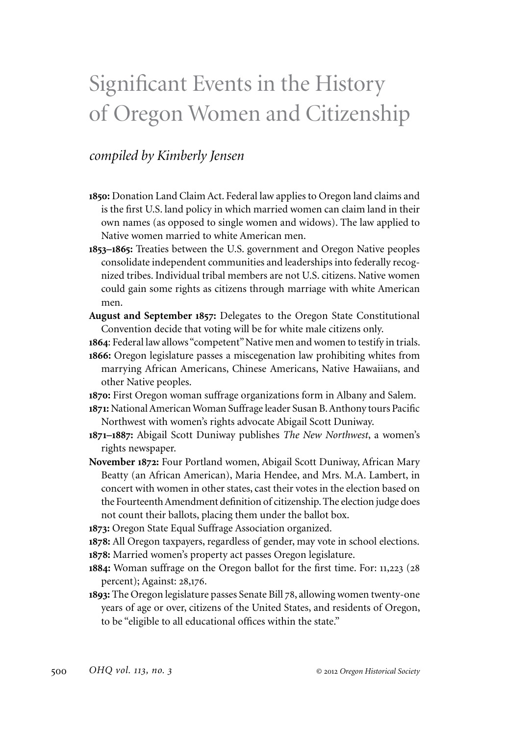# Significant Events in the History of Oregon Women and Citizenship

*compiled by Kimberly Jensen*

**1850:** Donation Land Claim Act. Federal law applies to Oregon land claims and is the first U.S. land policy in which married women can claim land in their own names (as opposed to single women and widows). The law applied to Native women married to white American men.

**1853–1865:** Treaties between the U.S. government and Oregon Native peoples consolidate independent communities and leaderships into federally recognized tribes. Individual tribal members are not U.S. citizens. Native women could gain some rights as citizens through marriage with white American men.

**August and September 1857:** Delegates to the Oregon State Constitutional Convention decide that voting will be for white male citizens only.

**1864**: Federal law allows "competent" Native men and women to testify in trials.

**1866:** Oregon legislature passes a miscegenation law prohibiting whites from marrying African Americans, Chinese Americans, Native Hawaiians, and other Native peoples.

**1870:** First Oregon woman suffrage organizations form in Albany and Salem.

**1871:** National American Woman Suffrage leader Susan B. Anthony tours Pacific Northwest with women's rights advocate Abigail Scott Duniway.

**1871–1887:** Abigail Scott Duniway publishes *The New Northwest*, a women's rights newspaper.

**November 1872:** Four Portland women, Abigail Scott Duniway, African Mary Beatty (an African American), Maria Hendee, and Mrs. M.A. Lambert, in concert with women in other states, cast their votes in the election based on the Fourteenth Amendment definition of citizenship. The election judge does not count their ballots, placing them under the ballot box.

**1873:** Oregon State Equal Suffrage Association organized.

**1878:** All Oregon taxpayers, regardless of gender, may vote in school elections.

**1878:** Married women's property act passes Oregon legislature.

**1884:** Woman suffrage on the Oregon ballot for the first time. For: 11,223 (28 percent); Against: 28,176.

**1893:** The Oregon legislature passes Senate Bill 78, allowing women twenty-one years of age or over, citizens of the United States, and residents of Oregon, to be "eligible to all educational offices within the state."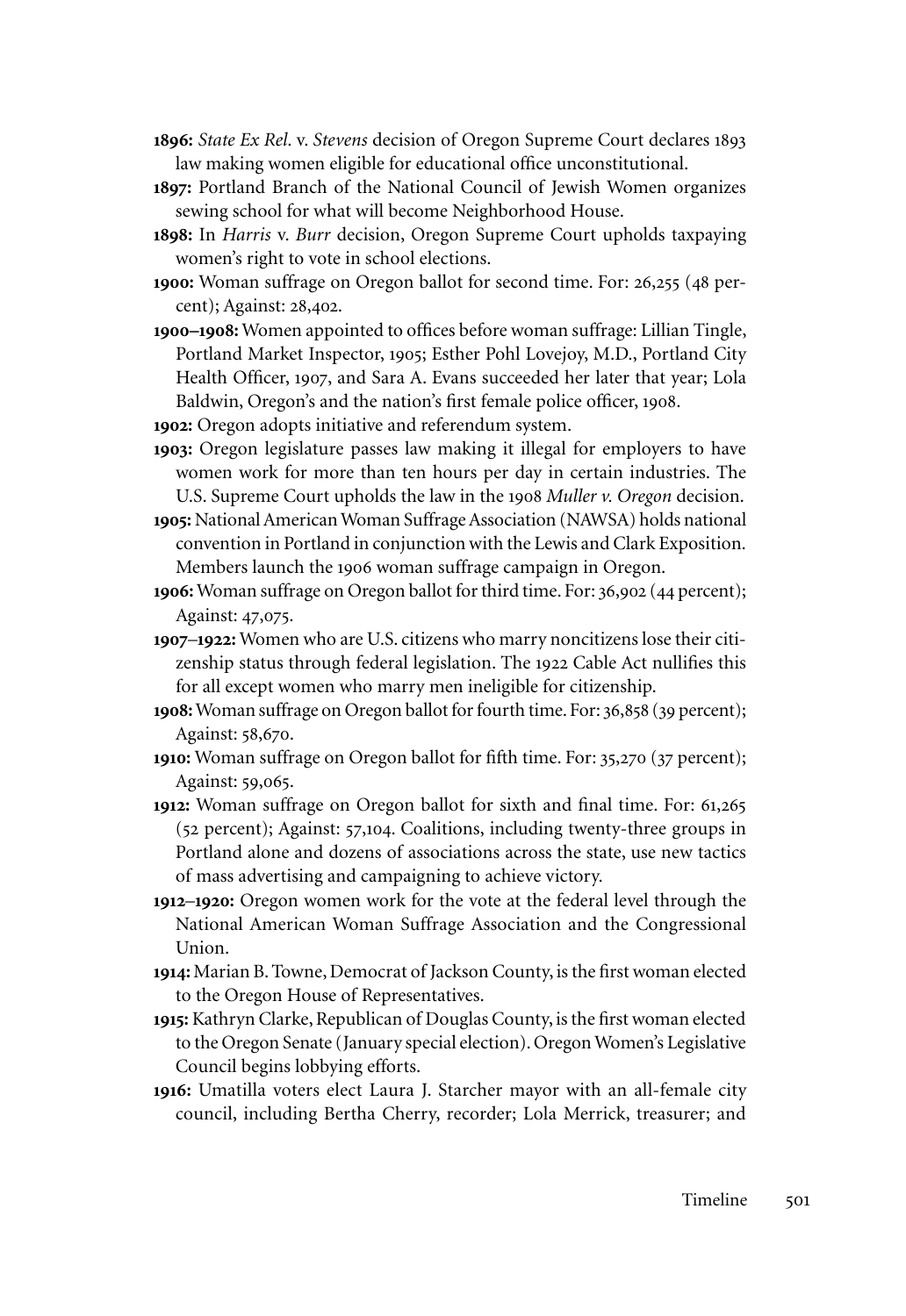**1896:** *State Ex Rel.* v. *Stevens* decision of Oregon Supreme Court declares 1893 law making women eligible for educational office unconstitutional.

**1897:** Portland Branch of the National Council of Jewish Women organizes sewing school for what will become Neighborhood House.

**1898:** In *Harris* v. *Burr* decision, Oregon Supreme Court upholds taxpaying women's right to vote in school elections.

**1900:** Woman suffrage on Oregon ballot for second time. For: 26,255 (48 percent); Against: 28,402.

**1900–1908:** Women appointed to offices before woman suffrage: Lillian Tingle, Portland Market Inspector, 1905; Esther Pohl Lovejoy, M.D., Portland City Health Officer, 1907, and Sara A. Evans succeeded her later that year; Lola Baldwin, Oregon's and the nation's first female police officer, 1908.

**1902:** Oregon adopts initiative and referendum system.

**1903:** Oregon legislature passes law making it illegal for employers to have women work for more than ten hours per day in certain industries. The U.S. Supreme Court upholds the law in the 1908 *Muller v. Oregon* decision.

**1905:** National American Woman Suffrage Association (NAWSA) holds national convention in Portland in conjunction with the Lewis and Clark Exposition. Members launch the 1906 woman suffrage campaign in Oregon.

**1906:** Woman suffrage on Oregon ballot for third time. For: 36,902 (44 percent); Against: 47,075.

**1907–1922:** Women who are U.S. citizens who marry noncitizens lose their citizenship status through federal legislation. The 1922 Cable Act nullifies this for all except women who marry men ineligible for citizenship.

**1908:** Woman suffrage on Oregon ballot for fourth time. For: 36,858 (39 percent); Against: 58,670.

**1910:** Woman suffrage on Oregon ballot for fifth time. For: 35,270 (37 percent); Against: 59,065.

**1912:** Woman suffrage on Oregon ballot for sixth and final time. For: 61,265 (52 percent); Against: 57,104. Coalitions, including twenty-three groups in Portland alone and dozens of associations across the state, use new tactics of mass advertising and campaigning to achieve victory.

**1912–1920:** Oregon women work for the vote at the federal level through the National American Woman Suffrage Association and the Congressional Union.

**1914:** Marian B. Towne, Democrat of Jackson County, is the first woman elected to the Oregon House of Representatives.

**1915:** Kathryn Clarke, Republican of Douglas County, is the first woman elected to the Oregon Senate (January special election). Oregon Women's Legislative Council begins lobbying efforts.

**1916:** Umatilla voters elect Laura J. Starcher mayor with an all-female city council, including Bertha Cherry, recorder; Lola Merrick, treasurer; and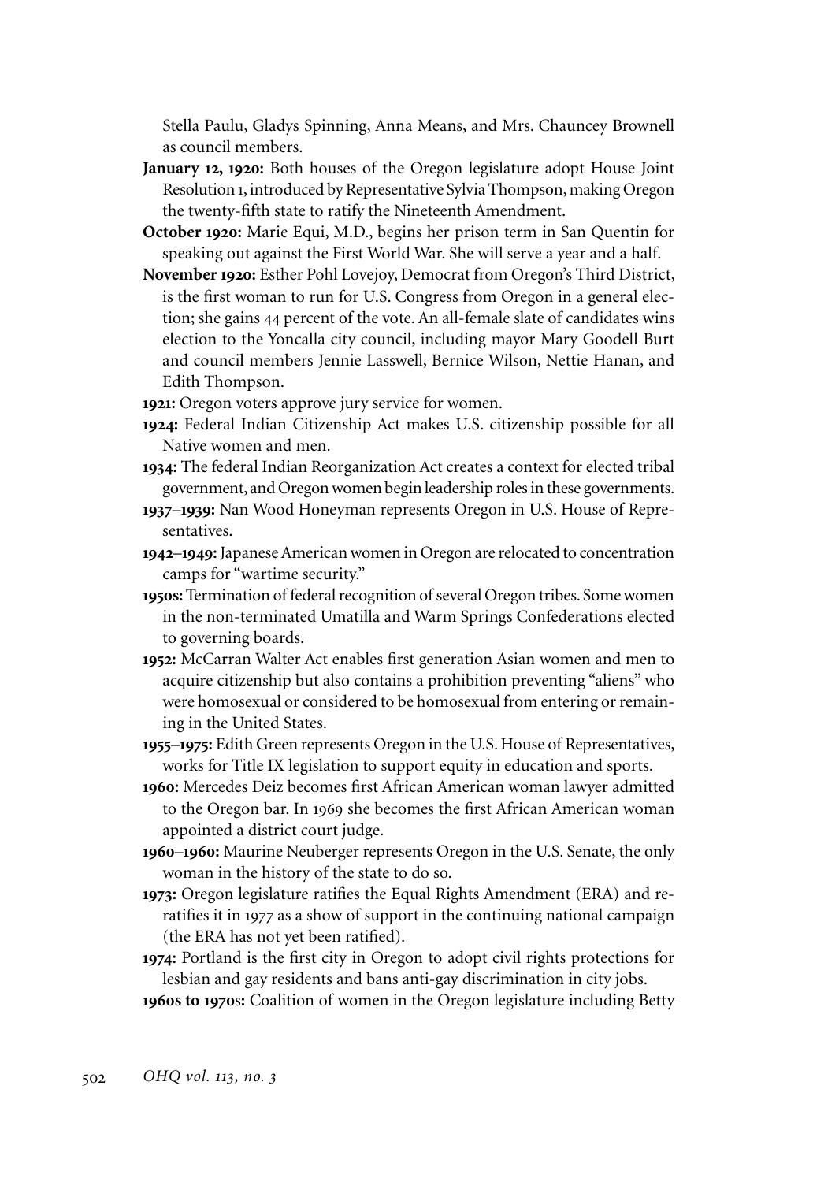Stella Paulu, Gladys Spinning, Anna Means, and Mrs. Chauncey Brownell as council members.

**January 12, 1920:** Both houses of the Oregon legislature adopt House Joint Resolution 1, introduced by Representative Sylvia Thompson, making Oregon the twenty-fifth state to ratify the Nineteenth Amendment.

**October 1920:** Marie Equi, M.D., begins her prison term in San Quentin for speaking out against the First World War. She will serve a year and a half.

**November 1920:** Esther Pohl Lovejoy, Democrat from Oregon's Third District, is the first woman to run for U.S. Congress from Oregon in a general election; she gains 44 percent of the vote. An all-female slate of candidates wins election to the Yoncalla city council, including mayor Mary Goodell Burt and council members Jennie Lasswell, Bernice Wilson, Nettie Hanan, and Edith Thompson.

**1921:** Oregon voters approve jury service for women.

**1924:** Federal Indian Citizenship Act makes U.S. citizenship possible for all Native women and men.

**1934:** The federal Indian Reorganization Act creates a context for elected tribal government, and Oregon women begin leadership roles in these governments.

**1937–1939:** Nan Wood Honeyman represents Oregon in U.S. House of Representatives.

**1942–1949:** Japanese American women in Oregon are relocated to concentration camps for "wartime security."

**1950s:** Termination of federal recognition of several Oregon tribes. Some women in the non-terminated Umatilla and Warm Springs Confederations elected to governing boards.

**1952:** McCarran Walter Act enables first generation Asian women and men to acquire citizenship but also contains a prohibition preventing "aliens" who were homosexual or considered to be homosexual from entering or remaining in the United States.

**1955–1975:** Edith Green represents Oregon in the U.S. House of Representatives, works for Title IX legislation to support equity in education and sports.

**1960:** Mercedes Deiz becomes first African American woman lawyer admitted to the Oregon bar. In 1969 she becomes the first African American woman appointed a district court judge.

**1960–1960:** Maurine Neuberger represents Oregon in the U.S. Senate, the only woman in the history of the state to do so.

**1973:** Oregon legislature ratifies the Equal Rights Amendment (ERA) and re-ratifies it in 1977 as a show of support in the continuing national campaign (the ERA has not yet been ratified).

**1974:** Portland is the first city in Oregon to adopt civil rights protections for lesbian and gay residents and bans anti-gay discrimination in city jobs.

**1960s to 1970s:** Coalition of women in the Oregon legislature including Betty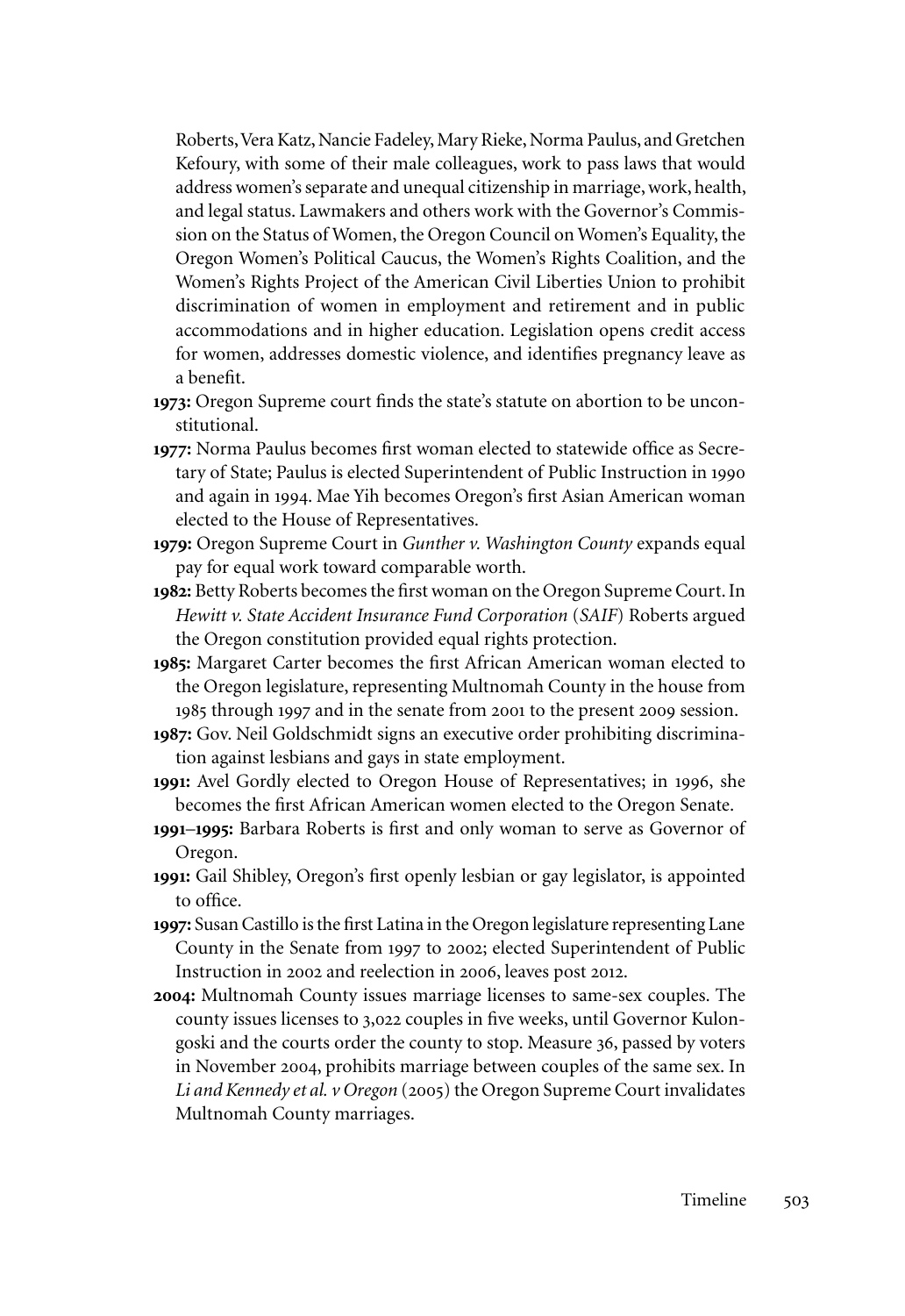Roberts, Vera Katz, Nancie Fadeley, Mary Rieke, Norma Paulus, and Gretchen Kefoury, with some of their male colleagues, work to pass laws that would address women's separate and unequal citizenship in marriage, work, health, and legal status. Lawmakers and others work with the Governor's Commission on the Status of Women, the Oregon Council on Women's Equality, the Oregon Women's Political Caucus, the Women's Rights Coalition, and the Women's Rights Project of the American Civil Liberties Union to prohibit discrimination of women in employment and retirement and in public accommodations and in higher education. Legislation opens credit access for women, addresses domestic violence, and identifies pregnancy leave as a benefit.

**1973:** Oregon Supreme court finds the state's statute on abortion to be unconstitutional.

**1977:** Norma Paulus becomes first woman elected to statewide office as Secretary of State; Paulus is elected Superintendent of Public Instruction in 1990 and again in 1994. Mae Yih becomes Oregon's first Asian American woman elected to the House of Representatives.

**1979:** Oregon Supreme Court in *Gunther v. Washington County* expands equal pay for equal work toward comparable worth.

**1982:** Betty Roberts becomes the first woman on the Oregon Supreme Court. In *Hewitt v. State Accident Insurance Fund Corporation* (*SAIF*) Roberts argued the Oregon constitution provided equal rights protection.

**1985:** Margaret Carter becomes the first African American woman elected to the Oregon legislature, representing Multnomah County in the house from 1985 through 1997 and in the senate from 2001 to the present 2009 session.

**1987:** Gov. Neil Goldschmidt signs an executive order prohibiting discrimination against lesbians and gays in state employment.

**1991:** Avel Gordly elected to Oregon House of Representatives; in 1996, she becomes the first African American women elected to the Oregon Senate.

**1991–1995:** Barbara Roberts is first and only woman to serve as Governor of Oregon.

**1991:** Gail Shibley, Oregon's first openly lesbian or gay legislator, is appointed to office.

**1997:** Susan Castillo is the first Latina in the Oregon legislature representing Lane County in the Senate from 1997 to 2002; elected Superintendent of Public Instruction in 2002 and reelection in 2006, leaves post 2012.

**2004:** Multnomah County issues marriage licenses to same-sex couples. The county issues licenses to 3,022 couples in five weeks, until Governor Kulongoski and the courts order the county to stop. Measure 36, passed by voters in November 2004, prohibits marriage between couples of the same sex. In *Li and Kennedy et al. v Oregon* (2005) the Oregon Supreme Court invalidates Multnomah County marriages.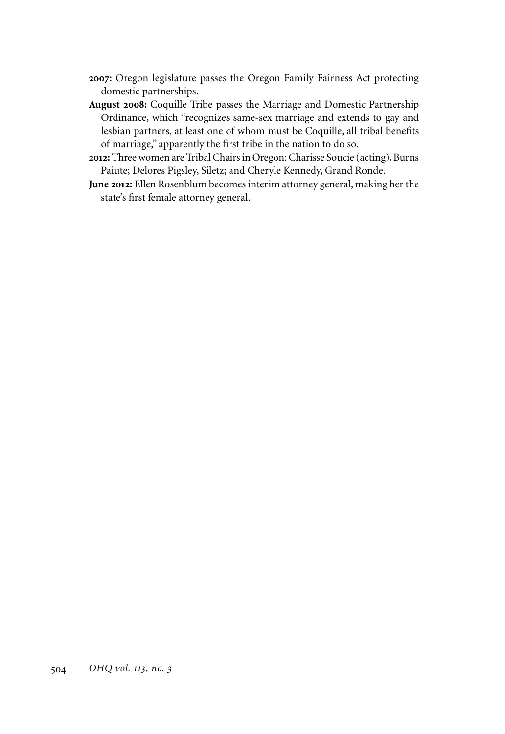**2007:** Oregon legislature passes the Oregon Family Fairness Act protecting domestic partnerships.

**August 2008:** Coquille Tribe passes the Marriage and Domestic Partnership Ordinance, which "recognizes same-sex marriage and extends to gay and lesbian partners, at least one of whom must be Coquille, all tribal benefits of marriage," apparently the first tribe in the nation to do so.

**2012:** Three women are Tribal Chairs in Oregon: Charisse Soucie (acting), Burns Paiute; Delores Pigsley, Siletz; and Cheryle Kennedy, Grand Ronde.

**June 2012:** Ellen Rosenblum becomes interim attorney general, making her the state's first female attorney general.